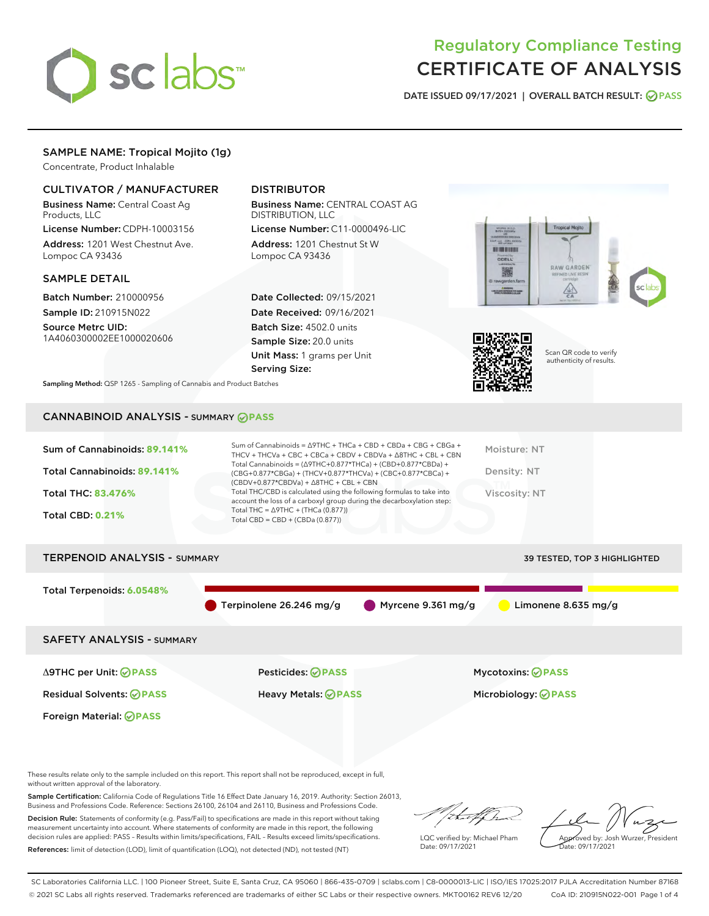# Regulatory Compliance Testing
# CERTIFICATE OF ANALYSIS

DATE ISSUED 09/17/2021 | OVERALL BATCH RESULT: PASS

## SAMPLE NAME: Tropical Mojito (1g)

Concentrate, Product Inhalable

### CULTIVATOR / MANUFACTURER

**Business Name:** Central Coast Ag Products, LLC

**License Number:** CDPH-10003156

**Address:** 1201 West Chestnut Ave. Lompoc CA 93436

### DISTRIBUTOR

**Business Name:** CENTRAL COAST AG DISTRIBUTION, LLC

**License Number:** C11-0000496-LIC

**Address:** 1201 Chestnut St W Lompoc CA 93436

### SAMPLE DETAIL

**Batch Number:** 210000956

**Sample ID:** 210915N022

**Source Metrc UID:** 1A4060300002EE1000020606

**Date Collected:** 09/15/2021

**Date Received:** 09/16/2021

**Batch Size:** 4502.0 units

**Sample Size:** 20.0 units

**Unit Mass:** 1 grams per Unit

**Serving Size:**

Scan QR code to verify authenticity of results.

**Sampling Method:** QSP 1265 - Sampling of Cannabis and Product Batches

## CANNABINOID ANALYSIS - SUMMARY PASS

**Sum of Cannabinoids:** 89.141%

**Total Cannabinoids:** 89.141%

**Total THC:** 83.476%

**Total CBD:** 0.21%

Sum of Cannabinoids = Δ9THC + THCa + CBD + CBDa + CBG + CBGa + THCV + THCVa + CBC + CBCa + CBDV + CBDVa + Δ8THC + CBL + CBN

Total Cannabinoids = (Δ9THC+0.877*THCa) + (CBD+0.877*CBDa) + (CBG+0.877*CBGa) + (THCV+0.877*THCVa) + (CBC+0.877*CBCa) + (CBDV+0.877*CBDVa) + Δ8THC + CBL + CBN

Total THC/CBD is calculated using the following formulas to take into account the loss of a carboxyl group during the decarboxylation step:

Total THC = Δ9THC + (THCa (0.877))

Total CBD = CBD + (CBDa (0.877))

Moisture: NT

Density: NT

Viscosity: NT

## TERPENOID ANALYSIS - SUMMARY

39 TESTED, TOP 3 HIGHLIGHTED

**Total Terpenoids:** 6.0548%

Terpinolene 26.246 mg/g | Myrcene 9.361 mg/g | Limonene 8.635 mg/g

## SAFETY ANALYSIS - SUMMARY

| | | |
|---|---|---|
| Δ9THC per Unit: PASS | Pesticides: PASS | Mycotoxins: PASS |
| Residual Solvents: PASS | Heavy Metals: PASS | Microbiology: PASS |
| Foreign Material: PASS | | |

These results relate only to the sample included on this report. This report shall not be reproduced, except in full, without written approval of the laboratory.

**Sample Certification:** California Code of Regulations Title 16 Effect Date January 16, 2019. Authority: Section 26013, Business and Professions Code. Reference: Sections 26100, 26104 and 26110, Business and Professions Code.

**Decision Rule:** Statements of conformity (e.g. Pass/Fail) to specifications are made in this report without taking measurement uncertainty into account. Where statements of conformity are made in this report, the following decision rules are applied: PASS – Results within limits/specifications, FAIL – Results exceed limits/specifications.

**References:** limit of detection (LOD), limit of quantification (LOQ), not detected (ND), not tested (NT)

LQC verified by: Michael Pham
Date: 09/17/2021

Approved by: Josh Wurzer, President
Date: 09/17/2021

SC Laboratories California LLC. | 100 Pioneer Street, Suite E, Santa Cruz, CA 95060 | 866-435-0709 | sclabs.com | C8-0000013-LIC | ISO/IES 17025:2017 PJLA Accreditation Number 87168

© 2021 SC Labs all rights reserved. Trademarks referenced are trademarks of either SC Labs or their respective owners. MKT00162 REV6 12/20 CoA ID: 210915N022-001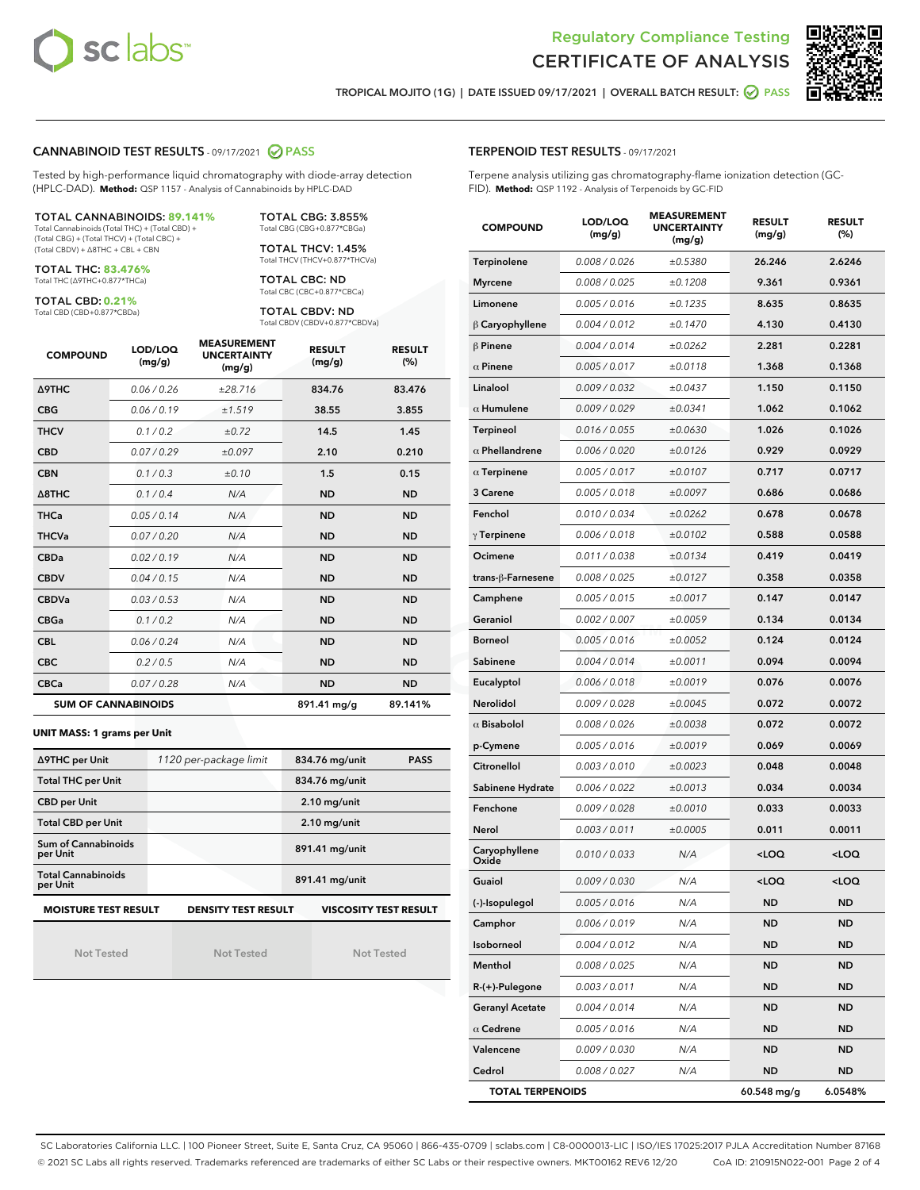Regulatory Compliance Testing
CERTIFICATE OF ANALYSIS

TROPICAL MOJITO (1G) | DATE ISSUED 09/17/2021 | OVERALL BATCH RESULT: PASS

## CANNABINOID TEST RESULTS - 09/17/2021 PASS

Tested by high-performance liquid chromatography with diode-array detection (HPLC-DAD). **Method:** QSP 1157 - Analysis of Cannabinoids by HPLC-DAD

**TOTAL CANNABINOIDS: 89.141%**
Total Cannabinoids (Total THC) + (Total CBD) + (Total CBG) + (Total THCV) + (Total CBC) + (Total CBDV) + Δ8THC + CBL + CBN

**TOTAL THC: 83.476%**
Total THC (Δ9THC+0.877*THCa)

**TOTAL CBD: 0.21%**
Total CBD (CBD+0.877*CBDa)

**TOTAL CBG: 3.855%**
Total CBG (CBG+0.877*CBGa)

**TOTAL THCV: 1.45%**
Total THCV (THCV+0.877*THCVa)

**TOTAL CBC: ND**
Total CBC (CBC+0.877*CBCa)

**TOTAL CBDV: ND**
Total CBDV (CBDV+0.877*CBDVa)

| COMPOUND | LOD/LOQ (mg/g) | MEASUREMENT UNCERTAINTY (mg/g) | RESULT (mg/g) | RESULT (%) |
|---|---|---|---|---|
| Δ9THC | 0.06 / 0.26 | ±28.716 | 834.76 | 83.476 |
| CBG | 0.06 / 0.19 | ±1.519 | 38.55 | 3.855 |
| THCV | 0.1 / 0.2 | ±0.72 | 14.5 | 1.45 |
| CBD | 0.07 / 0.29 | ±0.097 | 2.10 | 0.210 |
| CBN | 0.1 / 0.3 | ±0.10 | 1.5 | 0.15 |
| Δ8THC | 0.1 / 0.4 | N/A | ND | ND |
| THCa | 0.05 / 0.14 | N/A | ND | ND |
| THCVa | 0.07 / 0.20 | N/A | ND | ND |
| CBDa | 0.02 / 0.19 | N/A | ND | ND |
| CBDV | 0.04 / 0.15 | N/A | ND | ND |
| CBDVa | 0.03 / 0.53 | N/A | ND | ND |
| CBGa | 0.1 / 0.2 | N/A | ND | ND |
| CBL | 0.06 / 0.24 | N/A | ND | ND |
| CBC | 0.2 / 0.5 | N/A | ND | ND |
| CBCa | 0.07 / 0.28 | N/A | ND | ND |
| **SUM OF CANNABINOIDS** | | | 891.41 mg/g | 89.141% |

**UNIT MASS: 1 grams per Unit**

| | | | |
|---|---|---|---|
| Δ9THC per Unit | 1120 per-package limit | 834.76 mg/unit | PASS |
| Total THC per Unit | | 834.76 mg/unit | |
| CBD per Unit | | 2.10 mg/unit | |
| Total CBD per Unit | | 2.10 mg/unit | |
| Sum of Cannabinoids per Unit | | 891.41 mg/unit | |
| Total Cannabinoids per Unit | | 891.41 mg/unit | |

| MOISTURE TEST RESULT | DENSITY TEST RESULT | VISCOSITY TEST RESULT |
|---|---|---|
| Not Tested | Not Tested | Not Tested |

## TERPENOID TEST RESULTS - 09/17/2021

Terpene analysis utilizing gas chromatography-flame ionization detection (GC-FID). **Method:** QSP 1192 - Analysis of Terpenoids by GC-FID

| COMPOUND | LOD/LOQ (mg/g) | MEASUREMENT UNCERTAINTY (mg/g) | RESULT (mg/g) | RESULT (%) |
|---|---|---|---|---|
| Terpinolene | 0.008 / 0.026 | ±0.5380 | 26.246 | 2.6246 |
| Myrcene | 0.008 / 0.025 | ±0.1208 | 9.361 | 0.9361 |
| Limonene | 0.005 / 0.016 | ±0.1235 | 8.635 | 0.8635 |
| β Caryophyllene | 0.004 / 0.012 | ±0.1470 | 4.130 | 0.4130 |
| β Pinene | 0.004 / 0.014 | ±0.0262 | 2.281 | 0.2281 |
| α Pinene | 0.005 / 0.017 | ±0.0118 | 1.368 | 0.1368 |
| Linalool | 0.009 / 0.032 | ±0.0437 | 1.150 | 0.1150 |
| α Humulene | 0.009 / 0.029 | ±0.0341 | 1.062 | 0.1062 |
| Terpineol | 0.016 / 0.055 | ±0.0630 | 1.026 | 0.1026 |
| α Phellandrene | 0.006 / 0.020 | ±0.0126 | 0.929 | 0.0929 |
| α Terpinene | 0.005 / 0.017 | ±0.0107 | 0.717 | 0.0717 |
| 3 Carene | 0.005 / 0.018 | ±0.0097 | 0.686 | 0.0686 |
| Fenchol | 0.010 / 0.034 | ±0.0262 | 0.678 | 0.0678 |
| γ Terpinene | 0.006 / 0.018 | ±0.0102 | 0.588 | 0.0588 |
| Ocimene | 0.011 / 0.038 | ±0.0134 | 0.419 | 0.0419 |
| trans-β-Farnesene | 0.008 / 0.025 | ±0.0127 | 0.358 | 0.0358 |
| Camphene | 0.005 / 0.015 | ±0.0017 | 0.147 | 0.0147 |
| Geraniol | 0.002 / 0.007 | ±0.0059 | 0.134 | 0.0134 |
| Borneol | 0.005 / 0.016 | ±0.0052 | 0.124 | 0.0124 |
| Sabinene | 0.004 / 0.014 | ±0.0011 | 0.094 | 0.0094 |
| Eucalyptol | 0.006 / 0.018 | ±0.0019 | 0.076 | 0.0076 |
| Nerolidol | 0.009 / 0.028 | ±0.0045 | 0.072 | 0.0072 |
| α Bisabolol | 0.008 / 0.026 | ±0.0038 | 0.072 | 0.0072 |
| p-Cymene | 0.005 / 0.016 | ±0.0019 | 0.069 | 0.0069 |
| Citronellol | 0.003 / 0.010 | ±0.0023 | 0.048 | 0.0048 |
| Sabinene Hydrate | 0.006 / 0.022 | ±0.0013 | 0.034 | 0.0034 |
| Fenchone | 0.009 / 0.028 | ±0.0010 | 0.033 | 0.0033 |
| Nerol | 0.003 / 0.011 | ±0.0005 | 0.011 | 0.0011 |
| Caryophyllene Oxide | 0.010 / 0.033 | N/A | <LOQ | <LOQ |
| Guaiol | 0.009 / 0.030 | N/A | <LOQ | <LOQ |
| (-)-Isopulegol | 0.005 / 0.016 | N/A | ND | ND |
| Camphor | 0.006 / 0.019 | N/A | ND | ND |
| Isoborneol | 0.004 / 0.012 | N/A | ND | ND |
| Menthol | 0.008 / 0.025 | N/A | ND | ND |
| R-(+)-Pulegone | 0.003 / 0.011 | N/A | ND | ND |
| Geranyl Acetate | 0.004 / 0.014 | N/A | ND | ND |
| α Cedrene | 0.005 / 0.016 | N/A | ND | ND |
| Valencene | 0.009 / 0.030 | N/A | ND | ND |
| Cedrol | 0.008 / 0.027 | N/A | ND | ND |
| **TOTAL TERPENOIDS** | | | 60.548 mg/g | 6.0548% |

SC Laboratories California LLC. | 100 Pioneer Street, Suite E, Santa Cruz, CA 95060 | 866-435-0709 | sclabs.com | C8-0000013-LIC | ISO/IES 17025:2017 PJLA Accreditation Number 87168
© 2021 SC Labs all rights reserved. Trademarks referenced are trademarks of either SC Labs or their respective owners. MKT00162 REV6 12/20 CoA ID: 210915N022-001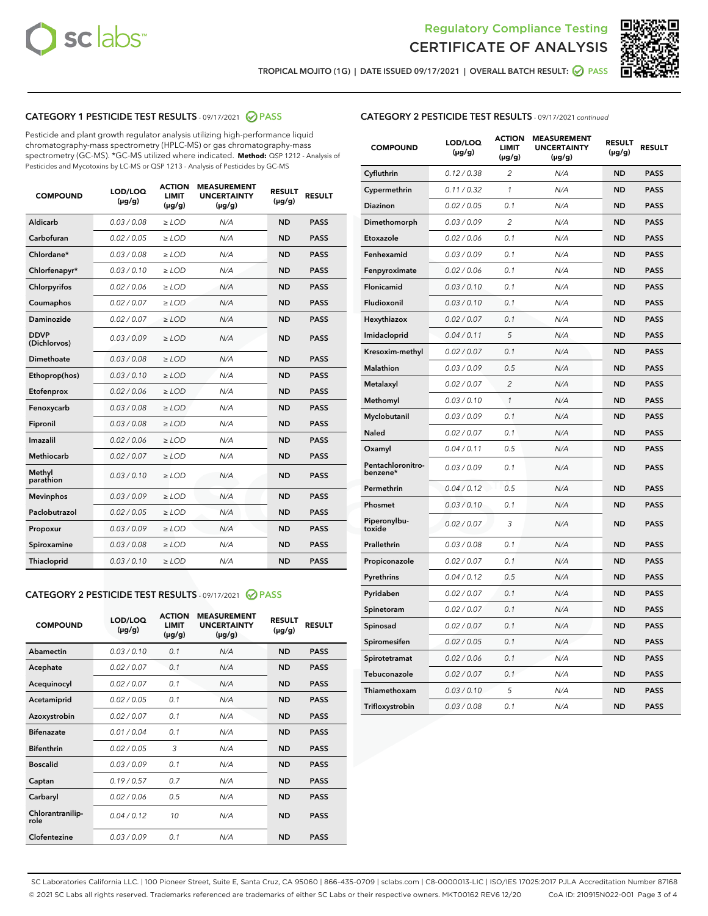Regulatory Compliance Testing
# CERTIFICATE OF ANALYSIS

TROPICAL MOJITO (1G) | DATE ISSUED 09/17/2021 | OVERALL BATCH RESULT: PASS

## CATEGORY 1 PESTICIDE TEST RESULTS - 09/17/2021 PASS

Pesticide and plant growth regulator analysis utilizing high-performance liquid chromatography-mass spectrometry (HPLC-MS) or gas chromatography-mass spectrometry (GC-MS). *GC-MS utilized where indicated. **Method:** QSP 1212 - Analysis of Pesticides and Mycotoxins by LC-MS or QSP 1213 - Analysis of Pesticides by GC-MS

| COMPOUND | LOD/LOQ (µg/g) | ACTION LIMIT (µg/g) | MEASUREMENT UNCERTAINTY (µg/g) | RESULT (µg/g) | RESULT |
|---|---|---|---|---|---|
| Aldicarb | 0.03 / 0.08 | ≥ LOD | N/A | ND | PASS |
| Carbofuran | 0.02 / 0.05 | ≥ LOD | N/A | ND | PASS |
| Chlordane* | 0.03 / 0.08 | ≥ LOD | N/A | ND | PASS |
| Chlorfenapyr* | 0.03 / 0.10 | ≥ LOD | N/A | ND | PASS |
| Chlorpyrifos | 0.02 / 0.06 | ≥ LOD | N/A | ND | PASS |
| Coumaphos | 0.02 / 0.07 | ≥ LOD | N/A | ND | PASS |
| Daminozide | 0.02 / 0.07 | ≥ LOD | N/A | ND | PASS |
| DDVP (Dichlorvos) | 0.03 / 0.09 | ≥ LOD | N/A | ND | PASS |
| Dimethoate | 0.03 / 0.08 | ≥ LOD | N/A | ND | PASS |
| Ethoprop(hos) | 0.03 / 0.10 | ≥ LOD | N/A | ND | PASS |
| Etofenprox | 0.02 / 0.06 | ≥ LOD | N/A | ND | PASS |
| Fenoxycarb | 0.03 / 0.08 | ≥ LOD | N/A | ND | PASS |
| Fipronil | 0.03 / 0.08 | ≥ LOD | N/A | ND | PASS |
| Imazalil | 0.02 / 0.06 | ≥ LOD | N/A | ND | PASS |
| Methiocarb | 0.02 / 0.07 | ≥ LOD | N/A | ND | PASS |
| Methyl parathion | 0.03 / 0.10 | ≥ LOD | N/A | ND | PASS |
| Mevinphos | 0.03 / 0.09 | ≥ LOD | N/A | ND | PASS |
| Paclobutrazol | 0.02 / 0.05 | ≥ LOD | N/A | ND | PASS |
| Propoxur | 0.03 / 0.09 | ≥ LOD | N/A | ND | PASS |
| Spiroxamine | 0.03 / 0.08 | ≥ LOD | N/A | ND | PASS |
| Thiacloprid | 0.03 / 0.10 | ≥ LOD | N/A | ND | PASS |

## CATEGORY 2 PESTICIDE TEST RESULTS - 09/17/2021 PASS

| COMPOUND | LOD/LOQ (µg/g) | ACTION LIMIT (µg/g) | MEASUREMENT UNCERTAINTY (µg/g) | RESULT (µg/g) | RESULT |
|---|---|---|---|---|---|
| Abamectin | 0.03 / 0.10 | 0.1 | N/A | ND | PASS |
| Acephate | 0.02 / 0.07 | 0.1 | N/A | ND | PASS |
| Acequinocyl | 0.02 / 0.07 | 0.1 | N/A | ND | PASS |
| Acetamiprid | 0.02 / 0.05 | 0.1 | N/A | ND | PASS |
| Azoxystrobin | 0.02 / 0.07 | 0.1 | N/A | ND | PASS |
| Bifenazate | 0.01 / 0.04 | 0.1 | N/A | ND | PASS |
| Bifenthrin | 0.02 / 0.05 | 3 | N/A | ND | PASS |
| Boscalid | 0.03 / 0.09 | 0.1 | N/A | ND | PASS |
| Captan | 0.19 / 0.57 | 0.7 | N/A | ND | PASS |
| Carbaryl | 0.02 / 0.06 | 0.5 | N/A | ND | PASS |
| Chlorantraniliprole | 0.04 / 0.12 | 10 | N/A | ND | PASS |
| Clofentezine | 0.03 / 0.09 | 0.1 | N/A | ND | PASS |
| Cyfluthrin | 0.12 / 0.38 | 2 | N/A | ND | PASS |
| Cypermethrin | 0.11 / 0.32 | 1 | N/A | ND | PASS |
| Diazinon | 0.02 / 0.05 | 0.1 | N/A | ND | PASS |
| Dimethomorph | 0.03 / 0.09 | 2 | N/A | ND | PASS |
| Etoxazole | 0.02 / 0.06 | 0.1 | N/A | ND | PASS |
| Fenhexamid | 0.03 / 0.09 | 0.1 | N/A | ND | PASS |
| Fenpyroximate | 0.02 / 0.06 | 0.1 | N/A | ND | PASS |
| Flonicamid | 0.03 / 0.10 | 0.1 | N/A | ND | PASS |
| Fludioxonil | 0.03 / 0.10 | 0.1 | N/A | ND | PASS |
| Hexythiazox | 0.02 / 0.07 | 0.1 | N/A | ND | PASS |
| Imidacloprid | 0.04 / 0.11 | 5 | N/A | ND | PASS |
| Kresoxim-methyl | 0.02 / 0.07 | 0.1 | N/A | ND | PASS |
| Malathion | 0.03 / 0.09 | 0.5 | N/A | ND | PASS |
| Metalaxyl | 0.02 / 0.07 | 2 | N/A | ND | PASS |
| Methomyl | 0.03 / 0.10 | 1 | N/A | ND | PASS |
| Myclobutanil | 0.03 / 0.09 | 0.1 | N/A | ND | PASS |
| Naled | 0.02 / 0.07 | 0.1 | N/A | ND | PASS |
| Oxamyl | 0.04 / 0.11 | 0.5 | N/A | ND | PASS |
| Pentachloronitrobenzene* | 0.03 / 0.09 | 0.1 | N/A | ND | PASS |
| Permethrin | 0.04 / 0.12 | 0.5 | N/A | ND | PASS |
| Phosmet | 0.03 / 0.10 | 0.1 | N/A | ND | PASS |
| Piperonylbutoxide | 0.02 / 0.07 | 3 | N/A | ND | PASS |
| Prallethrin | 0.03 / 0.08 | 0.1 | N/A | ND | PASS |
| Propiconazole | 0.02 / 0.07 | 0.1 | N/A | ND | PASS |
| Pyrethrins | 0.04 / 0.12 | 0.5 | N/A | ND | PASS |
| Pyridaben | 0.02 / 0.07 | 0.1 | N/A | ND | PASS |
| Spinetoram | 0.02 / 0.07 | 0.1 | N/A | ND | PASS |
| Spinosad | 0.02 / 0.07 | 0.1 | N/A | ND | PASS |
| Spiromesifen | 0.02 / 0.05 | 0.1 | N/A | ND | PASS |
| Spirotetramat | 0.02 / 0.06 | 0.1 | N/A | ND | PASS |
| Tebuconazole | 0.02 / 0.07 | 0.1 | N/A | ND | PASS |
| Thiamethoxam | 0.03 / 0.10 | 5 | N/A | ND | PASS |
| Trifloxystrobin | 0.03 / 0.08 | 0.1 | N/A | ND | PASS |

SC Laboratories California LLC. | 100 Pioneer Street, Suite E, Santa Cruz, CA 95060 | 866-435-0709 | sclabs.com | C8-0000013-LIC | ISO/IES 17025:2017 PJLA Accreditation Number 87168
© 2021 SC Labs all rights reserved. Trademarks referenced are trademarks of either SC Labs or their respective owners. MKT00162 REV6 12/20 CoA ID: 210915N022-001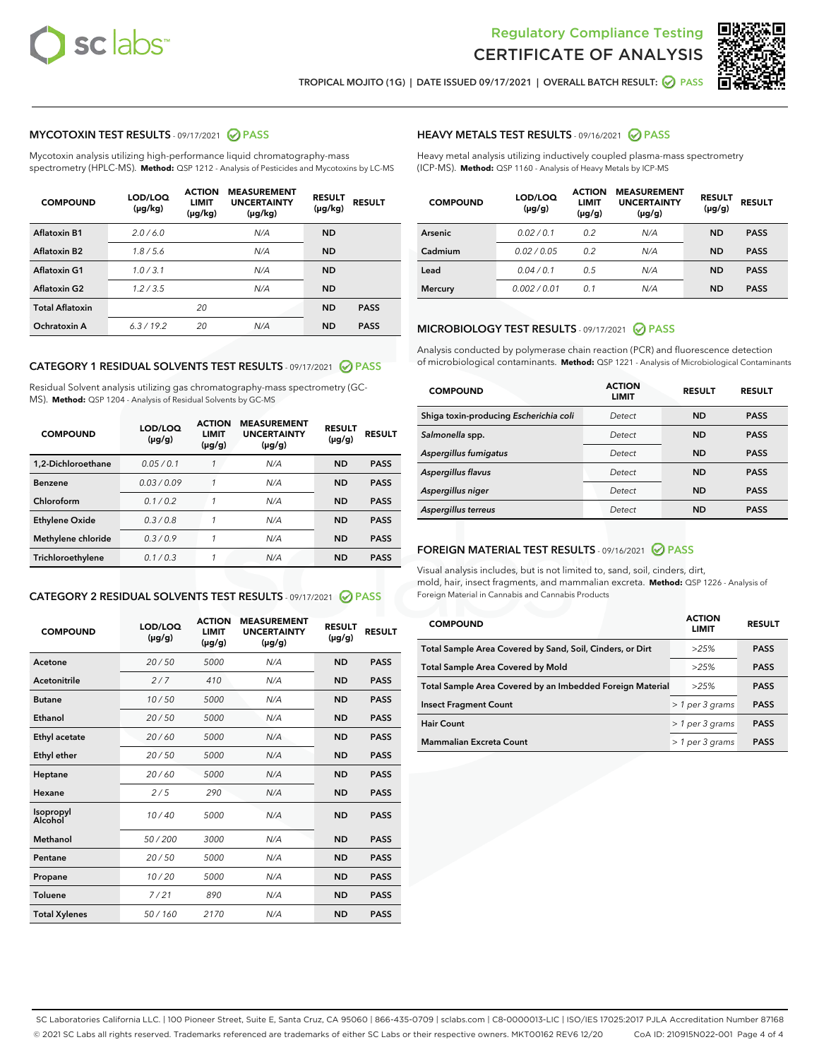Regulatory Compliance Testing

# CERTIFICATE OF ANALYSIS

TROPICAL MOJITO (1G) | DATE ISSUED 09/17/2021 | OVERALL BATCH RESULT: PASS

## MYCOTOXIN TEST RESULTS - 09/17/2021 PASS

Mycotoxin analysis utilizing high-performance liquid chromatography-mass spectrometry (HPLC-MS). **Method:** QSP 1212 - Analysis of Pesticides and Mycotoxins by LC-MS

| COMPOUND | LOD/LOQ (µg/kg) | ACTION LIMIT (µg/kg) | MEASUREMENT UNCERTAINTY (µg/kg) | RESULT (µg/kg) | RESULT |
|---|---|---|---|---|---|
| Aflatoxin B1 | 2.0 / 6.0 | | N/A | ND | |
| Aflatoxin B2 | 1.8 / 5.6 | | N/A | ND | |
| Aflatoxin G1 | 1.0 / 3.1 | | N/A | ND | |
| Aflatoxin G2 | 1.2 / 3.5 | | N/A | ND | |
| Total Aflatoxin | | 20 | | ND | PASS |
| Ochratoxin A | 6.3 / 19.2 | 20 | N/A | ND | PASS |

## CATEGORY 1 RESIDUAL SOLVENTS TEST RESULTS - 09/17/2021 PASS

Residual Solvent analysis utilizing gas chromatography-mass spectrometry (GC-MS). **Method:** QSP 1204 - Analysis of Residual Solvents by GC-MS

| COMPOUND | LOD/LOQ (µg/g) | ACTION LIMIT (µg/g) | MEASUREMENT UNCERTAINTY (µg/g) | RESULT (µg/g) | RESULT |
|---|---|---|---|---|---|
| 1,2-Dichloroethane | 0.05 / 0.1 | 1 | N/A | ND | PASS |
| Benzene | 0.03 / 0.09 | 1 | N/A | ND | PASS |
| Chloroform | 0.1 / 0.2 | 1 | N/A | ND | PASS |
| Ethylene Oxide | 0.3 / 0.8 | 1 | N/A | ND | PASS |
| Methylene chloride | 0.3 / 0.9 | 1 | N/A | ND | PASS |
| Trichloroethylene | 0.1 / 0.3 | 1 | N/A | ND | PASS |

## CATEGORY 2 RESIDUAL SOLVENTS TEST RESULTS - 09/17/2021 PASS

| COMPOUND | LOD/LOQ (µg/g) | ACTION LIMIT (µg/g) | MEASUREMENT UNCERTAINTY (µg/g) | RESULT (µg/g) | RESULT |
|---|---|---|---|---|---|
| Acetone | 20 / 50 | 5000 | N/A | ND | PASS |
| Acetonitrile | 2 / 7 | 410 | N/A | ND | PASS |
| Butane | 10 / 50 | 5000 | N/A | ND | PASS |
| Ethanol | 20 / 50 | 5000 | N/A | ND | PASS |
| Ethyl acetate | 20 / 60 | 5000 | N/A | ND | PASS |
| Ethyl ether | 20 / 50 | 5000 | N/A | ND | PASS |
| Heptane | 20 / 60 | 5000 | N/A | ND | PASS |
| Hexane | 2 / 5 | 290 | N/A | ND | PASS |
| Isopropyl Alcohol | 10 / 40 | 5000 | N/A | ND | PASS |
| Methanol | 50 / 200 | 3000 | N/A | ND | PASS |
| Pentane | 20 / 50 | 5000 | N/A | ND | PASS |
| Propane | 10 / 20 | 5000 | N/A | ND | PASS |
| Toluene | 7 / 21 | 890 | N/A | ND | PASS |
| Total Xylenes | 50 / 160 | 2170 | N/A | ND | PASS |

## HEAVY METALS TEST RESULTS - 09/16/2021 PASS

Heavy metal analysis utilizing inductively coupled plasma-mass spectrometry (ICP-MS). **Method:** QSP 1160 - Analysis of Heavy Metals by ICP-MS

| COMPOUND | LOD/LOQ (µg/g) | ACTION LIMIT (µg/g) | MEASUREMENT UNCERTAINTY (µg/g) | RESULT (µg/g) | RESULT |
|---|---|---|---|---|---|
| Arsenic | 0.02 / 0.1 | 0.2 | N/A | ND | PASS |
| Cadmium | 0.02 / 0.05 | 0.2 | N/A | ND | PASS |
| Lead | 0.04 / 0.1 | 0.5 | N/A | ND | PASS |
| Mercury | 0.002 / 0.01 | 0.1 | N/A | ND | PASS |

## MICROBIOLOGY TEST RESULTS - 09/17/2021 PASS

Analysis conducted by polymerase chain reaction (PCR) and fluorescence detection of microbiological contaminants. **Method:** QSP 1221 - Analysis of Microbiological Contaminants

| COMPOUND | ACTION LIMIT | RESULT | RESULT |
|---|---|---|---|
| Shiga toxin-producing *Escherichia coli* | Detect | ND | PASS |
| *Salmonella* spp. | Detect | ND | PASS |
| *Aspergillus fumigatus* | Detect | ND | PASS |
| *Aspergillus flavus* | Detect | ND | PASS |
| *Aspergillus niger* | Detect | ND | PASS |
| *Aspergillus terreus* | Detect | ND | PASS |

## FOREIGN MATERIAL TEST RESULTS - 09/16/2021 PASS

Visual analysis includes, but is not limited to, sand, soil, cinders, dirt, mold, hair, insect fragments, and mammalian excreta. **Method:** QSP 1226 - Analysis of Foreign Material in Cannabis and Cannabis Products

| COMPOUND | ACTION LIMIT | RESULT |
|---|---|---|
| Total Sample Area Covered by Sand, Soil, Cinders, or Dirt | >25% | PASS |
| Total Sample Area Covered by Mold | >25% | PASS |
| Total Sample Area Covered by an Imbedded Foreign Material | >25% | PASS |
| Insect Fragment Count | > 1 per 3 grams | PASS |
| Hair Count | > 1 per 3 grams | PASS |
| Mammalian Excreta Count | > 1 per 3 grams | PASS |

SC Laboratories California LLC. | 100 Pioneer Street, Suite E, Santa Cruz, CA 95060 | 866-435-0709 | sclabs.com | C8-0000013-LIC | ISO/IES 17025:2017 PJLA Accreditation Number 87168
© 2021 SC Labs all rights reserved. Trademarks referenced are trademarks of either SC Labs or their respective owners. MKT00162 REV6 12/20 CoA ID: 210915N022-001